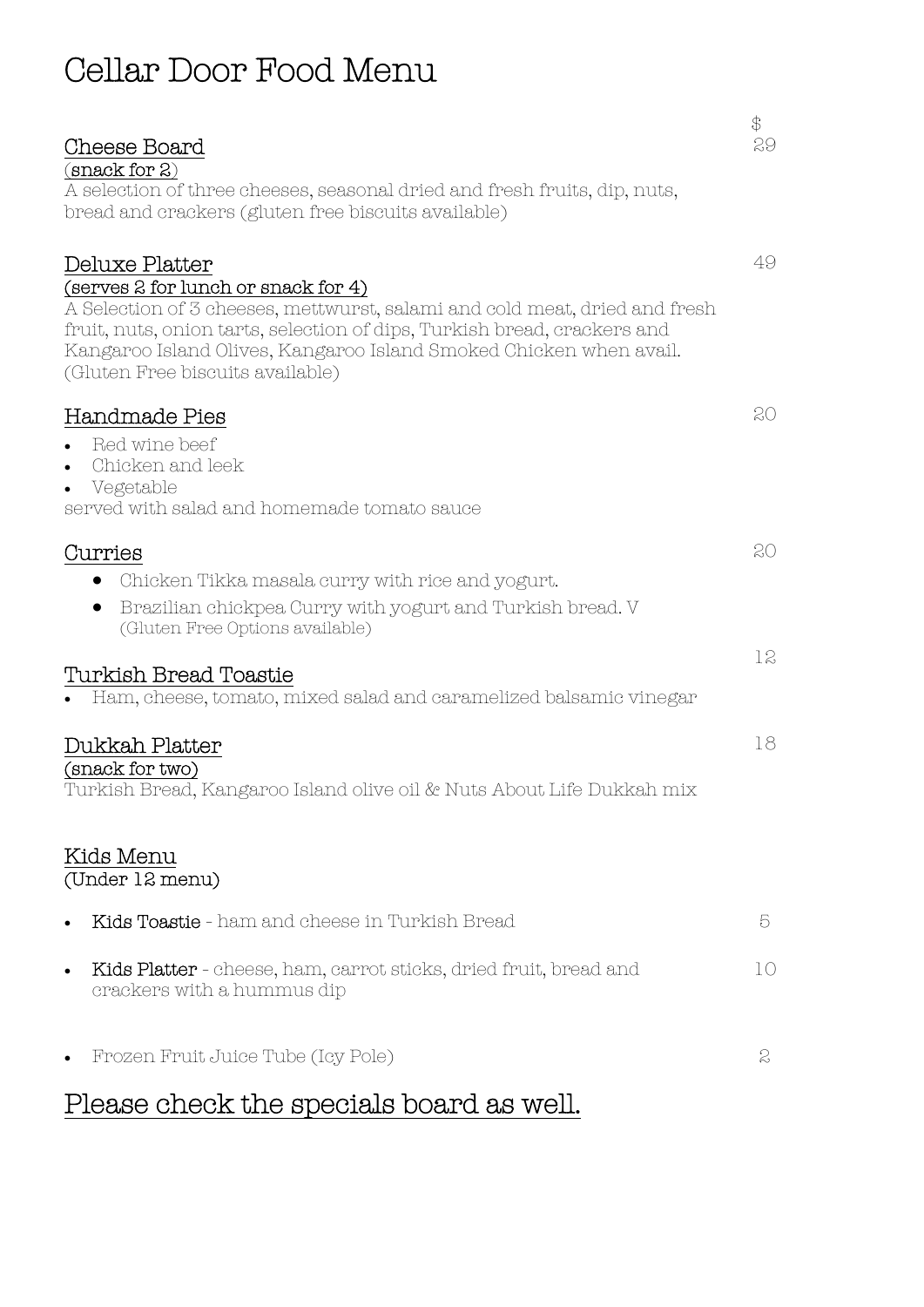# Cellar Door Food Menu

$

## Cheese Board — 29

(snack for 2)

A selection of three cheeses, seasonal dried and fresh fruits, dip, nuts, bread and crackers (gluten free biscuits available)

## Deluxe Platter — 49

(serves 2 for lunch or snack for 4)

A Selection of 3 cheeses, mettwurst, salami and cold meat, dried and fresh fruit, nuts, onion tarts, selection of dips, Turkish bread, crackers and Kangaroo Island Olives, Kangaroo Island Smoked Chicken when avail. (Gluten Free biscuits available)

## Handmade Pies — 20

- Red wine beef
- Chicken and leek
- Vegetable

served with salad and homemade tomato sauce

## Curries — 20

- Chicken Tikka masala curry with rice and yogurt.
- Brazilian chickpea Curry with yogurt and Turkish bread. V
  (Gluten Free Options available)

## Turkish Bread Toastie — 12

- Ham, cheese, tomato, mixed salad and caramelized balsamic vinegar

## Dukkah Platter — 18

(snack for two)

Turkish Bread, Kangaroo Island olive oil & Nuts About Life Dukkah mix

## Kids Menu

(Under 12 menu)

- **Kids Toastie** - ham and cheese in Turkish Bread — 5
- **Kids Platter** - cheese, ham, carrot sticks, dried fruit, bread and crackers with a hummus dip — 10
- Frozen Fruit Juice Tube (Icy Pole) — 2

## Please check the specials board as well.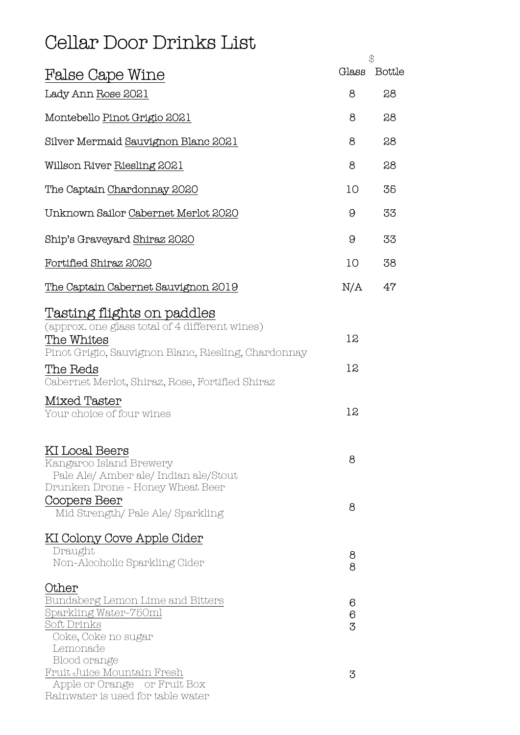# Cellar Door Drinks List

| False Cape Wine | Glass $ | Bottle $ |
|---|---|---|
| Lady Ann Rose 2021 | 8 | 28 |
| Montebello Pinot Grigio 2021 | 8 | 28 |
| Silver Mermaid Sauvignon Blanc 2021 | 8 | 28 |
| Willson River Riesling 2021 | 8 | 28 |
| The Captain Chardonnay 2020 | 10 | 35 |
| Unknown Sailor Cabernet Merlot 2020 | 9 | 33 |
| Ship's Graveyard Shiraz 2020 | 9 | 33 |
| Fortified Shiraz 2020 | 10 | 38 |
| The Captain Cabernet Sauvignon 2019 | N/A | 47 |

## Tasting flights on paddles

(approx. one glass total of 4 different wines)

| | |
|---|---|
| **The Whites** – Pinot Grigio, Sauvignon Blanc, Riesling, Chardonnay | 12 |
| **The Reds** – Cabernet Merlot, Shiraz, Rose, Fortified Shiraz | 12 |
| **Mixed Taster** – Your choice of four wines | 12 |

## KI Local Beers

Kangaroo Island Brewery — 8
- Pale Ale/ Amber ale/ Indian ale/Stout

Drunken Drone - Honey Wheat Beer

## Coopers Beer

Mid Strength/ Pale Ale/ Sparkling — 8

## KI Colony Cove Apple Cider

| | |
|---|---|
| Draught | 8 |
| Non-Alcoholic Sparkling Cider | 8 |

## Other

| | |
|---|---|
| Bundaberg Lemon Lime and Bitters | 6 |
| Sparkling Water-750ml | 6 |
| Soft Drinks (Coke, Coke no sugar, Lemonade, Blood orange) | 3 |
| Fruit Juice Mountain Fresh (Apple or Orange or Fruit Box) | 3 |

Rainwater is used for table water